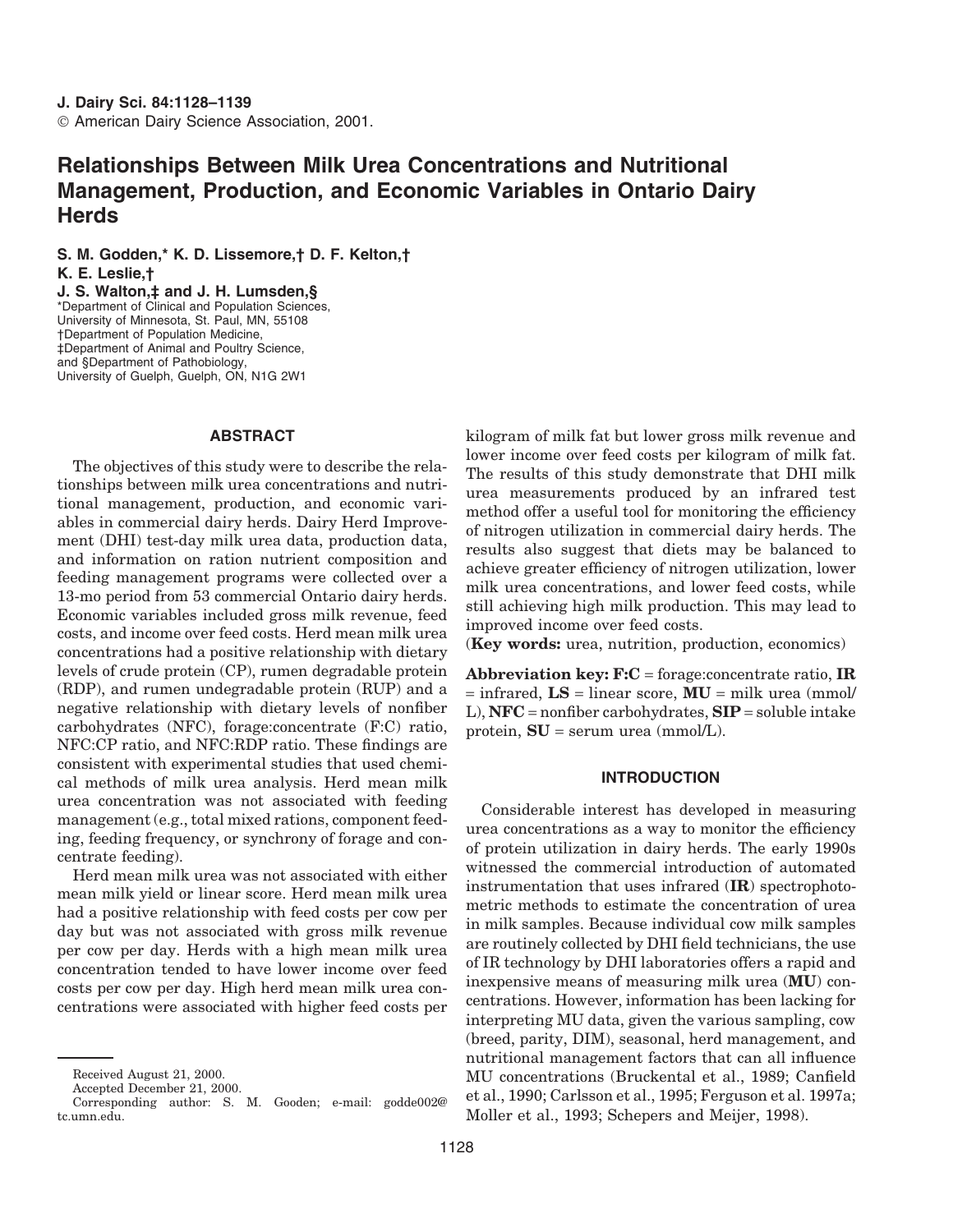# Relationships Between Milk Urea Concentrations and Nutritional Management, Production, and Economic Variables in Ontario Dairy Herds

**S. M. Godden,* K. D. Lissemore,† D. F. Kelton,† K. E. Leslie,† J. S. Walton,‡ and J. H. Lumsden,§**

*Department of Clinical and Population Sciences, University of Minnesota, St. Paul, MN, 55108
†Department of Population Medicine,
‡Department of Animal and Poultry Science,
and §Department of Pathobiology,
University of Guelph, Guelph, ON, N1G 2W1

## ABSTRACT

The objectives of this study were to describe the relationships between milk urea concentrations and nutritional management, production, and economic variables in commercial dairy herds. Dairy Herd Improvement (DHI) test-day milk urea data, production data, and information on ration nutrient composition and feeding management programs were collected over a 13-mo period from 53 commercial Ontario dairy herds. Economic variables included gross milk revenue, feed costs, and income over feed costs. Herd mean milk urea concentrations had a positive relationship with dietary levels of crude protein (CP), rumen degradable protein (RDP), and rumen undegradable protein (RUP) and a negative relationship with dietary levels of nonfiber carbohydrates (NFC), forage:concentrate (F:C) ratio, NFC:CP ratio, and NFC:RDP ratio. These findings are consistent with experimental studies that used chemical methods of milk urea analysis. Herd mean milk urea concentration was not associated with feeding management (e.g., total mixed rations, component feeding, feeding frequency, or synchrony of forage and concentrate feeding).

Herd mean milk urea was not associated with either mean milk yield or linear score. Herd mean milk urea had a positive relationship with feed costs per cow per day but was not associated with gross milk revenue per cow per day. Herds with a high mean milk urea concentration tended to have lower income over feed costs per cow per day. High herd mean milk urea concentrations were associated with higher feed costs per kilogram of milk fat but lower gross milk revenue and lower income over feed costs per kilogram of milk fat. The results of this study demonstrate that DHI milk urea measurements produced by an infrared test method offer a useful tool for monitoring the efficiency of nitrogen utilization in commercial dairy herds. The results also suggest that diets may be balanced to achieve greater efficiency of nitrogen utilization, lower milk urea concentrations, and lower feed costs, while still achieving high milk production. This may lead to improved income over feed costs.

(**Key words:** urea, nutrition, production, economics)

**Abbreviation key: F:C** = forage:concentrate ratio, **IR** = infrared, **LS** = linear score, **MU** = milk urea (mmol/L), **NFC** = nonfiber carbohydrates, **SIP** = soluble intake protein, **SU** = serum urea (mmol/L).

## INTRODUCTION

Considerable interest has developed in measuring urea concentrations as a way to monitor the efficiency of protein utilization in dairy herds. The early 1990s witnessed the commercial introduction of automated instrumentation that uses infrared (**IR**) spectrophotometric methods to estimate the concentration of urea in milk samples. Because individual cow milk samples are routinely collected by DHI field technicians, the use of IR technology by DHI laboratories offers a rapid and inexpensive means of measuring milk urea (**MU**) concentrations. However, information has been lacking for interpreting MU data, given the various sampling, cow (breed, parity, DIM), seasonal, herd management, and nutritional management factors that can all influence MU concentrations (Bruckental et al., 1989; Canfield et al., 1990; Carlsson et al., 1995; Ferguson et al. 1997a; Moller et al., 1993; Schepers and Meijer, 1998).

Received August 21, 2000.
Accepted December 21, 2000.
Corresponding author: S. M. Gooden; e-mail: godde002@tc.umn.edu.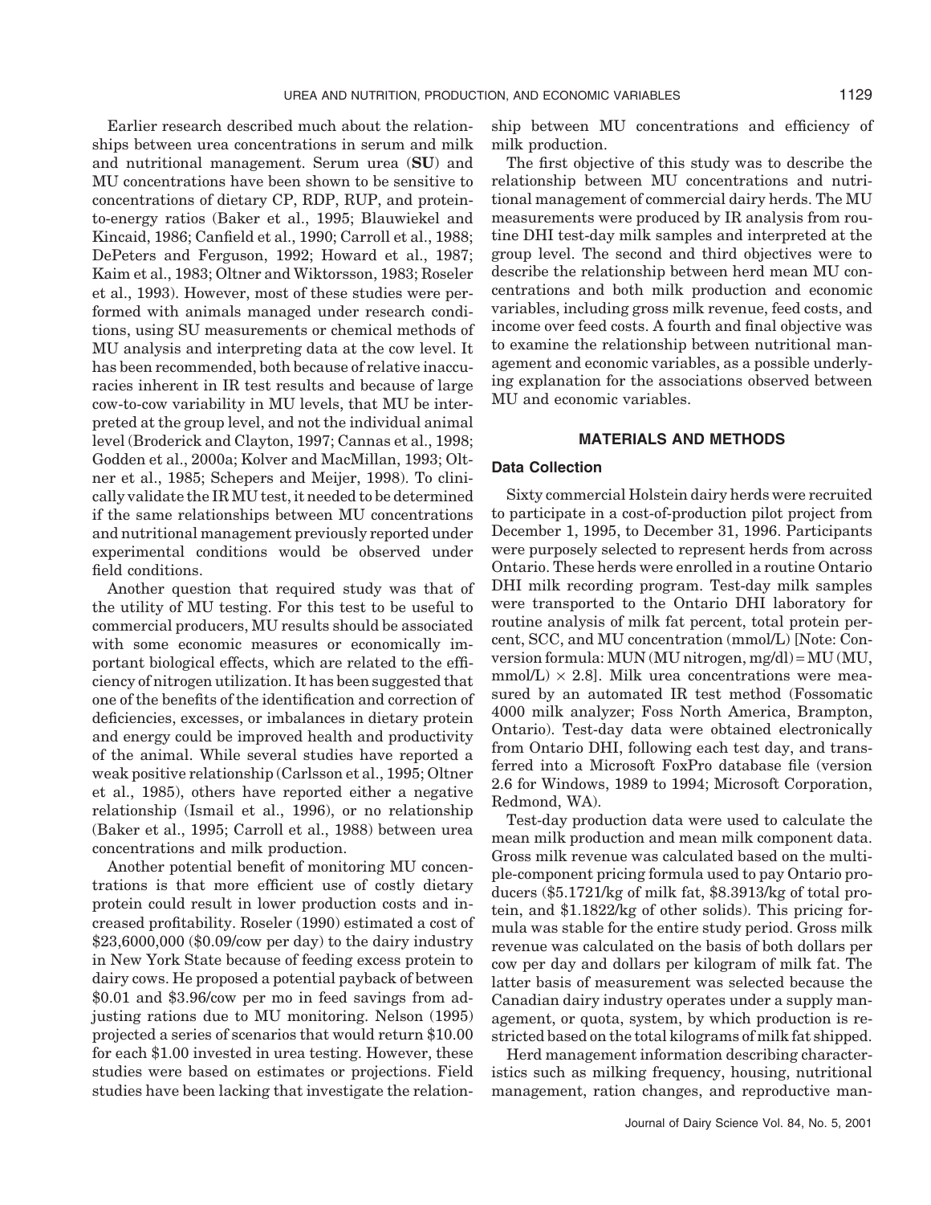Earlier research described much about the relationships between urea concentrations in serum and milk and nutritional management. Serum urea (**SU**) and MU concentrations have been shown to be sensitive to concentrations of dietary CP, RDP, RUP, and protein-to-energy ratios (Baker et al., 1995; Blauwiekel and Kincaid, 1986; Canfield et al., 1990; Carroll et al., 1988; DePeters and Ferguson, 1992; Howard et al., 1987; Kaim et al., 1983; Oltner and Wiktorsson, 1983; Roseler et al., 1993). However, most of these studies were performed with animals managed under research conditions, using SU measurements or chemical methods of MU analysis and interpreting data at the cow level. It has been recommended, both because of relative inaccuracies inherent in IR test results and because of large cow-to-cow variability in MU levels, that MU be interpreted at the group level, and not the individual animal level (Broderick and Clayton, 1997; Cannas et al., 1998; Godden et al., 2000a; Kolver and MacMillan, 1993; Oltner et al., 1985; Schepers and Meijer, 1998). To clinically validate the IR MU test, it needed to be determined if the same relationships between MU concentrations and nutritional management previously reported under experimental conditions would be observed under field conditions.

Another question that required study was that of the utility of MU testing. For this test to be useful to commercial producers, MU results should be associated with some economic measures or economically important biological effects, which are related to the efficiency of nitrogen utilization. It has been suggested that one of the benefits of the identification and correction of deficiencies, excesses, or imbalances in dietary protein and energy could be improved health and productivity of the animal. While several studies have reported a weak positive relationship (Carlsson et al., 1995; Oltner et al., 1985), others have reported either a negative relationship (Ismail et al., 1996), or no relationship (Baker et al., 1995; Carroll et al., 1988) between urea concentrations and milk production.

Another potential benefit of monitoring MU concentrations is that more efficient use of costly dietary protein could result in lower production costs and increased profitability. Roseler (1990) estimated a cost of $23,6000,000 ($0.09/cow per day) to the dairy industry in New York State because of feeding excess protein to dairy cows. He proposed a potential payback of between $0.01 and $3.96/cow per mo in feed savings from adjusting rations due to MU monitoring. Nelson (1995) projected a series of scenarios that would return $10.00 for each $1.00 invested in urea testing. However, these studies were based on estimates or projections. Field studies have been lacking that investigate the relationship between MU concentrations and efficiency of milk production.

The first objective of this study was to describe the relationship between MU concentrations and nutritional management of commercial dairy herds. The MU measurements were produced by IR analysis from routine DHI test-day milk samples and interpreted at the group level. The second and third objectives were to describe the relationship between herd mean MU concentrations and both milk production and economic variables, including gross milk revenue, feed costs, and income over feed costs. A fourth and final objective was to examine the relationship between nutritional management and economic variables, as a possible underlying explanation for the associations observed between MU and economic variables.

## MATERIALS AND METHODS

### Data Collection

Sixty commercial Holstein dairy herds were recruited to participate in a cost-of-production pilot project from December 1, 1995, to December 31, 1996. Participants were purposely selected to represent herds from across Ontario. These herds were enrolled in a routine Ontario DHI milk recording program. Test-day milk samples were transported to the Ontario DHI laboratory for routine analysis of milk fat percent, total protein percent, SCC, and MU concentration (mmol/L) [Note: Conversion formula: MUN (MU nitrogen, mg/dl) = MU (MU, mmol/L) × 2.8]. Milk urea concentrations were measured by an automated IR test method (Fossomatic 4000 milk analyzer; Foss North America, Brampton, Ontario). Test-day data were obtained electronically from Ontario DHI, following each test day, and transferred into a Microsoft FoxPro database file (version 2.6 for Windows, 1989 to 1994; Microsoft Corporation, Redmond, WA).

Test-day production data were used to calculate the mean milk production and mean milk component data. Gross milk revenue was calculated based on the multiple-component pricing formula used to pay Ontario producers ($5.1721/kg of milk fat, $8.3913/kg of total protein, and $1.1822/kg of other solids). This pricing formula was stable for the entire study period. Gross milk revenue was calculated on the basis of both dollars per cow per day and dollars per kilogram of milk fat. The latter basis of measurement was selected because the Canadian dairy industry operates under a supply management, or quota, system, by which production is restricted based on the total kilograms of milk fat shipped.

Herd management information describing characteristics such as milking frequency, housing, nutritional management, ration changes, and reproductive man-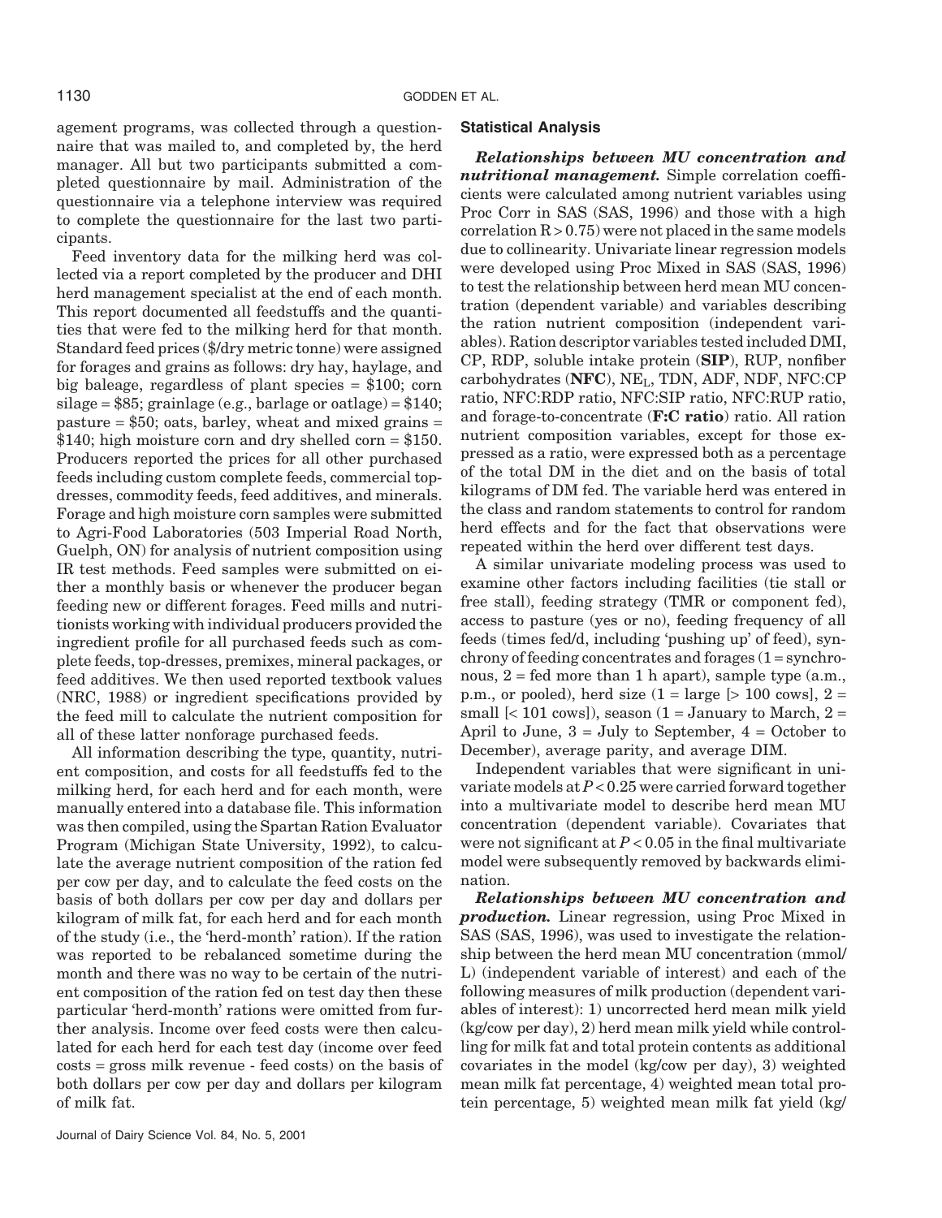agement programs, was collected through a questionnaire that was mailed to, and completed by, the herd manager. All but two participants submitted a completed questionnaire by mail. Administration of the questionnaire via a telephone interview was required to complete the questionnaire for the last two participants.

Feed inventory data for the milking herd was collected via a report completed by the producer and DHI herd management specialist at the end of each month. This report documented all feedstuffs and the quantities that were fed to the milking herd for that month. Standard feed prices ($/dry metric tonne) were assigned for forages and grains as follows: dry hay, haylage, and big baleage, regardless of plant species = $100; corn silage = $85; grainlage (e.g., barlage or oatlage) = $140; pasture = $50; oats, barley, wheat and mixed grains = $140; high moisture corn and dry shelled corn = $150. Producers reported the prices for all other purchased feeds including custom complete feeds, commercial topdresses, commodity feeds, feed additives, and minerals. Forage and high moisture corn samples were submitted to Agri-Food Laboratories (503 Imperial Road North, Guelph, ON) for analysis of nutrient composition using IR test methods. Feed samples were submitted on either a monthly basis or whenever the producer began feeding new or different forages. Feed mills and nutritionists working with individual producers provided the ingredient profile for all purchased feeds such as complete feeds, top-dresses, premixes, mineral packages, or feed additives. We then used reported textbook values (NRC, 1988) or ingredient specifications provided by the feed mill to calculate the nutrient composition for all of these latter nonforage purchased feeds.

All information describing the type, quantity, nutrient composition, and costs for all feedstuffs fed to the milking herd, for each herd and for each month, were manually entered into a database file. This information was then compiled, using the Spartan Ration Evaluator Program (Michigan State University, 1992), to calculate the average nutrient composition of the ration fed per cow per day, and to calculate the feed costs on the basis of both dollars per cow per day and dollars per kilogram of milk fat, for each herd and for each month of the study (i.e., the 'herd-month' ration). If the ration was reported to be rebalanced sometime during the month and there was no way to be certain of the nutrient composition of the ration fed on test day then these particular 'herd-month' rations were omitted from further analysis. Income over feed costs were then calculated for each herd for each test day (income over feed costs = gross milk revenue - feed costs) on the basis of both dollars per cow per day and dollars per kilogram of milk fat.

## Statistical Analysis

***Relationships between MU concentration and nutritional management.*** Simple correlation coefficients were calculated among nutrient variables using Proc Corr in SAS (SAS, 1996) and those with a high correlation $R > 0.75$) were not placed in the same models due to collinearity. Univariate linear regression models were developed using Proc Mixed in SAS (SAS, 1996) to test the relationship between herd mean MU concentration (dependent variable) and variables describing the ration nutrient composition (independent variables). Ration descriptor variables tested included DMI, CP, RDP, soluble intake protein (**SIP**), RUP, nonfiber carbohydrates (**NFC**), $NE_L$, TDN, ADF, NDF, NFC:CP ratio, NFC:RDP ratio, NFC:SIP ratio, NFC:RUP ratio, and forage-to-concentrate (**F:C ratio**) ratio. All ration nutrient composition variables, except for those expressed as a ratio, were expressed both as a percentage of the total DM in the diet and on the basis of total kilograms of DM fed. The variable herd was entered in the class and random statements to control for random herd effects and for the fact that observations were repeated within the herd over different test days.

A similar univariate modeling process was used to examine other factors including facilities (tie stall or free stall), feeding strategy (TMR or component fed), access to pasture (yes or no), feeding frequency of all feeds (times fed/d, including 'pushing up' of feed), synchrony of feeding concentrates and forages (1 = synchronous, 2 = fed more than 1 h apart), sample type (a.m., p.m., or pooled), herd size (1 = large [> 100 cows], 2 = small [< 101 cows]), season (1 = January to March, 2 = April to June, 3 = July to September, 4 = October to December), average parity, and average DIM.

Independent variables that were significant in univariate models at $P < 0.25$ were carried forward together into a multivariate model to describe herd mean MU concentration (dependent variable). Covariates that were not significant at $P < 0.05$ in the final multivariate model were subsequently removed by backwards elimination.

***Relationships between MU concentration and production.*** Linear regression, using Proc Mixed in SAS (SAS, 1996), was used to investigate the relationship between the herd mean MU concentration (mmol/L) (independent variable of interest) and each of the following measures of milk production (dependent variables of interest): 1) uncorrected herd mean milk yield (kg/cow per day), 2) herd mean milk yield while controlling for milk fat and total protein contents as additional covariates in the model (kg/cow per day), 3) weighted mean milk fat percentage, 4) weighted mean total protein percentage, 5) weighted mean milk fat yield (kg/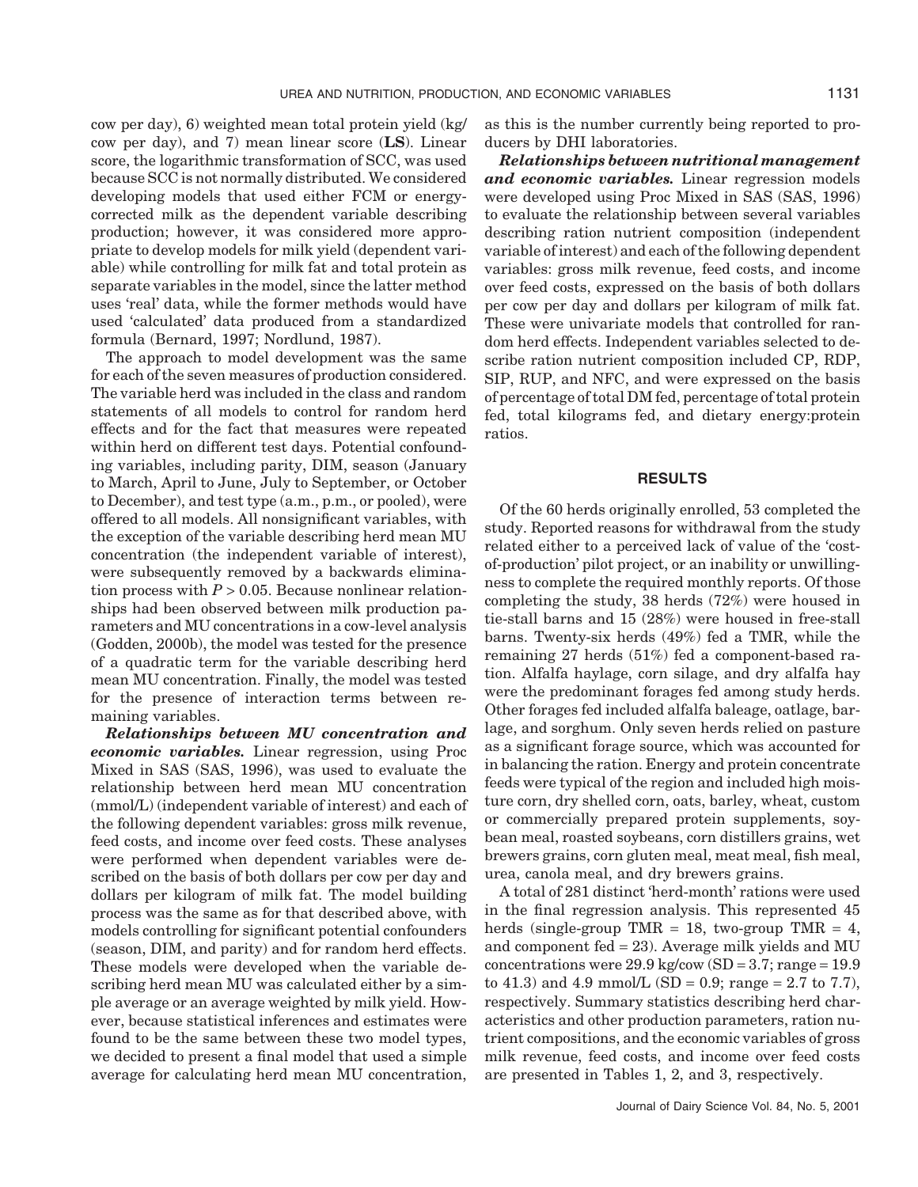cow per day), 6) weighted mean total protein yield (kg/cow per day), and 7) mean linear score (**LS**). Linear score, the logarithmic transformation of SCC, was used because SCC is not normally distributed. We considered developing models that used either FCM or energy-corrected milk as the dependent variable describing production; however, it was considered more appropriate to develop models for milk yield (dependent variable) while controlling for milk fat and total protein as separate variables in the model, since the latter method uses 'real' data, while the former methods would have used 'calculated' data produced from a standardized formula (Bernard, 1997; Nordlund, 1987).

The approach to model development was the same for each of the seven measures of production considered. The variable herd was included in the class and random statements of all models to control for random herd effects and for the fact that measures were repeated within herd on different test days. Potential confounding variables, including parity, DIM, season (January to March, April to June, July to September, or October to December), and test type (a.m., p.m., or pooled), were offered to all models. All nonsignificant variables, with the exception of the variable describing herd mean MU concentration (the independent variable of interest), were subsequently removed by a backwards elimination process with $P > 0.05$. Because nonlinear relationships had been observed between milk production parameters and MU concentrations in a cow-level analysis (Godden, 2000b), the model was tested for the presence of a quadratic term for the variable describing herd mean MU concentration. Finally, the model was tested for the presence of interaction terms between remaining variables.

***Relationships between MU concentration and economic variables.*** Linear regression, using Proc Mixed in SAS (SAS, 1996), was used to evaluate the relationship between herd mean MU concentration (mmol/L) (independent variable of interest) and each of the following dependent variables: gross milk revenue, feed costs, and income over feed costs. These analyses were performed when dependent variables were described on the basis of both dollars per cow per day and dollars per kilogram of milk fat. The model building process was the same as for that described above, with models controlling for significant potential confounders (season, DIM, and parity) and for random herd effects. These models were developed when the variable describing herd mean MU was calculated either by a simple average or an average weighted by milk yield. However, because statistical inferences and estimates were found to be the same between these two model types, we decided to present a final model that used a simple average for calculating herd mean MU concentration, as this is the number currently being reported to producers by DHI laboratories.

***Relationships between nutritional management and economic variables.*** Linear regression models were developed using Proc Mixed in SAS (SAS, 1996) to evaluate the relationship between several variables describing ration nutrient composition (independent variable of interest) and each of the following dependent variables: gross milk revenue, feed costs, and income over feed costs, expressed on the basis of both dollars per cow per day and dollars per kilogram of milk fat. These were univariate models that controlled for random herd effects. Independent variables selected to describe ration nutrient composition included CP, RDP, SIP, RUP, and NFC, and were expressed on the basis of percentage of total DM fed, percentage of total protein fed, total kilograms fed, and dietary energy:protein ratios.

## RESULTS

Of the 60 herds originally enrolled, 53 completed the study. Reported reasons for withdrawal from the study related either to a perceived lack of value of the 'cost-of-production' pilot project, or an inability or unwillingness to complete the required monthly reports. Of those completing the study, 38 herds (72%) were housed in tie-stall barns and 15 (28%) were housed in free-stall barns. Twenty-six herds (49%) fed a TMR, while the remaining 27 herds (51%) fed a component-based ration. Alfalfa haylage, corn silage, and dry alfalfa hay were the predominant forages fed among study herds. Other forages fed included alfalfa baleage, oatlage, barlage, and sorghum. Only seven herds relied on pasture as a significant forage source, which was accounted for in balancing the ration. Energy and protein concentrate feeds were typical of the region and included high moisture corn, dry shelled corn, oats, barley, wheat, custom or commercially prepared protein supplements, soybean meal, roasted soybeans, corn distillers grains, wet brewers grains, corn gluten meal, meat meal, fish meal, urea, canola meal, and dry brewers grains.

A total of 281 distinct 'herd-month' rations were used in the final regression analysis. This represented 45 herds (single-group TMR = 18, two-group TMR = 4, and component fed = 23). Average milk yields and MU concentrations were 29.9 kg/cow (SD = 3.7; range = 19.9 to 41.3) and 4.9 mmol/L (SD = 0.9; range = 2.7 to 7.7), respectively. Summary statistics describing herd characteristics and other production parameters, ration nutrient compositions, and the economic variables of gross milk revenue, feed costs, and income over feed costs are presented in Tables 1, 2, and 3, respectively.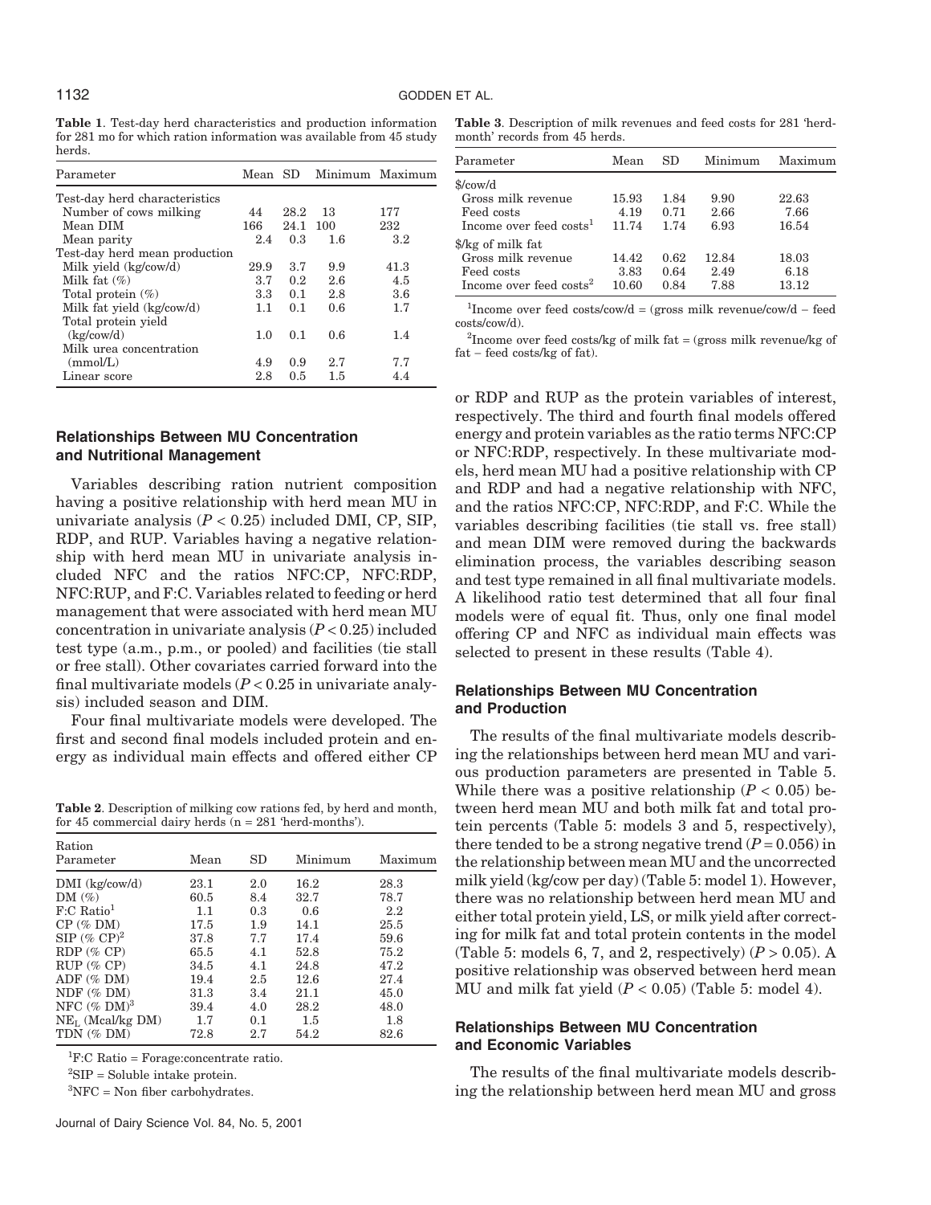**Table 1**. Test-day herd characteristics and production information for 281 mo for which ration information was available from 45 study herds.

| Parameter | Mean | SD | Minimum | Maximum |
|---|---|---|---|---|
| Test-day herd characteristics | | | | |
| Number of cows milking | 44 | 28.2 | 13 | 177 |
| Mean DIM | 166 | 24.1 | 100 | 232 |
| Mean parity | 2.4 | 0.3 | 1.6 | 3.2 |
| Test-day herd mean production | | | | |
| Milk yield (kg/cow/d) | 29.9 | 3.7 | 9.9 | 41.3 |
| Milk fat (%) | 3.7 | 0.2 | 2.6 | 4.5 |
| Total protein (%) | 3.3 | 0.1 | 2.8 | 3.6 |
| Milk fat yield (kg/cow/d) | 1.1 | 0.1 | 0.6 | 1.7 |
| Total protein yield (kg/cow/d) | 1.0 | 0.1 | 0.6 | 1.4 |
| Milk urea concentration (mmol/L) | 4.9 | 0.9 | 2.7 | 7.7 |
| Linear score | 2.8 | 0.5 | 1.5 | 4.4 |

### Relationships Between MU Concentration and Nutritional Management

Variables describing ration nutrient composition having a positive relationship with herd mean MU in univariate analysis ($P < 0.25$) included DMI, CP, SIP, RDP, and RUP. Variables having a negative relationship with herd mean MU in univariate analysis included NFC and the ratios NFC:CP, NFC:RDP, NFC:RUP, and F:C. Variables related to feeding or herd management that were associated with herd mean MU concentration in univariate analysis ($P < 0.25$) included test type (a.m., p.m., or pooled) and facilities (tie stall or free stall). Other covariates carried forward into the final multivariate models ($P < 0.25$ in univariate analysis) included season and DIM.

Four final multivariate models were developed. The first and second final models included protein and energy as individual main effects and offered either CP or RDP and RUP as the protein variables of interest, respectively. The third and fourth final models offered energy and protein variables as the ratio terms NFC:CP or NFC:RDP, respectively. In these multivariate models, herd mean MU had a positive relationship with CP and RDP and had a negative relationship with NFC, and the ratios NFC:CP, NFC:RDP, and F:C. While the variables describing facilities (tie stall vs. free stall) and mean DIM were removed during the backwards elimination process, the variables describing season and test type remained in all final multivariate models. A likelihood ratio test determined that all four final models were of equal fit. Thus, only one final model offering CP and NFC as individual main effects was selected to present in these results (Table 4).

**Table 2**. Description of milking cow rations fed, by herd and month, for 45 commercial dairy herds (n = 281 'herd-months').

| Ration Parameter | Mean | SD | Minimum | Maximum |
|---|---|---|---|---|
| DMI (kg/cow/d) | 23.1 | 2.0 | 16.2 | 28.3 |
| DM (%) | 60.5 | 8.4 | 32.7 | 78.7 |
| F:C Ratio[1] | 1.1 | 0.3 | 0.6 | 2.2 |
| CP (% DM) | 17.5 | 1.9 | 14.1 | 25.5 |
| SIP (% CP)[2] | 37.8 | 7.7 | 17.4 | 59.6 |
| RDP (% CP) | 65.5 | 4.1 | 52.8 | 75.2 |
| RUP (% CP) | 34.5 | 4.1 | 24.8 | 47.2 |
| ADF (% DM) | 19.4 | 2.5 | 12.6 | 27.4 |
| NDF (% DM) | 31.3 | 3.4 | 21.1 | 45.0 |
| NFC (% DM)[3] | 39.4 | 4.0 | 28.2 | 48.0 |
| $NE_L$ (Mcal/kg DM) | 1.7 | 0.1 | 1.5 | 1.8 |
| TDN (% DM) | 72.8 | 2.7 | 54.2 | 82.6 |

[1]F:C Ratio = Forage:concentrate ratio.

[2]SIP = Soluble intake protein.

[3]NFC = Non fiber carbohydrates.

**Table 3**. Description of milk revenues and feed costs for 281 'herd-month' records from 45 herds.

| Parameter | Mean | SD | Minimum | Maximum |
|---|---|---|---|---|
| $/cow/d | | | | |
| Gross milk revenue | 15.93 | 1.84 | 9.90 | 22.63 |
| Feed costs | 4.19 | 0.71 | 2.66 | 7.66 |
| Income over feed costs[1] | 11.74 | 1.74 | 6.93 | 16.54 |
| $/kg of milk fat | | | | |
| Gross milk revenue | 14.42 | 0.62 | 12.84 | 18.03 |
| Feed costs | 3.83 | 0.64 | 2.49 | 6.18 |
| Income over feed costs[2] | 10.60 | 0.84 | 7.88 | 13.12 |

[1]Income over feed costs/cow/d = (gross milk revenue/cow/d − feed costs/cow/d).

[2]Income over feed costs/kg of milk fat = (gross milk revenue/kg of fat − feed costs/kg of fat).

### Relationships Between MU Concentration and Production

The results of the final multivariate models describing the relationships between herd mean MU and various production parameters are presented in Table 5. While there was a positive relationship ($P < 0.05$) between herd mean MU and both milk fat and total protein percents (Table 5: models 3 and 5, respectively), there tended to be a strong negative trend ($P = 0.056$) in the relationship between mean MU and the uncorrected milk yield (kg/cow per day) (Table 5: model 1). However, there was no relationship between herd mean MU and either total protein yield, LS, or milk yield after correcting for milk fat and total protein contents in the model (Table 5: models 6, 7, and 2, respectively) ($P > 0.05$). A positive relationship was observed between herd mean MU and milk fat yield ($P < 0.05$) (Table 5: model 4).

### Relationships Between MU Concentration and Economic Variables

The results of the final multivariate models describing the relationship between herd mean MU and gross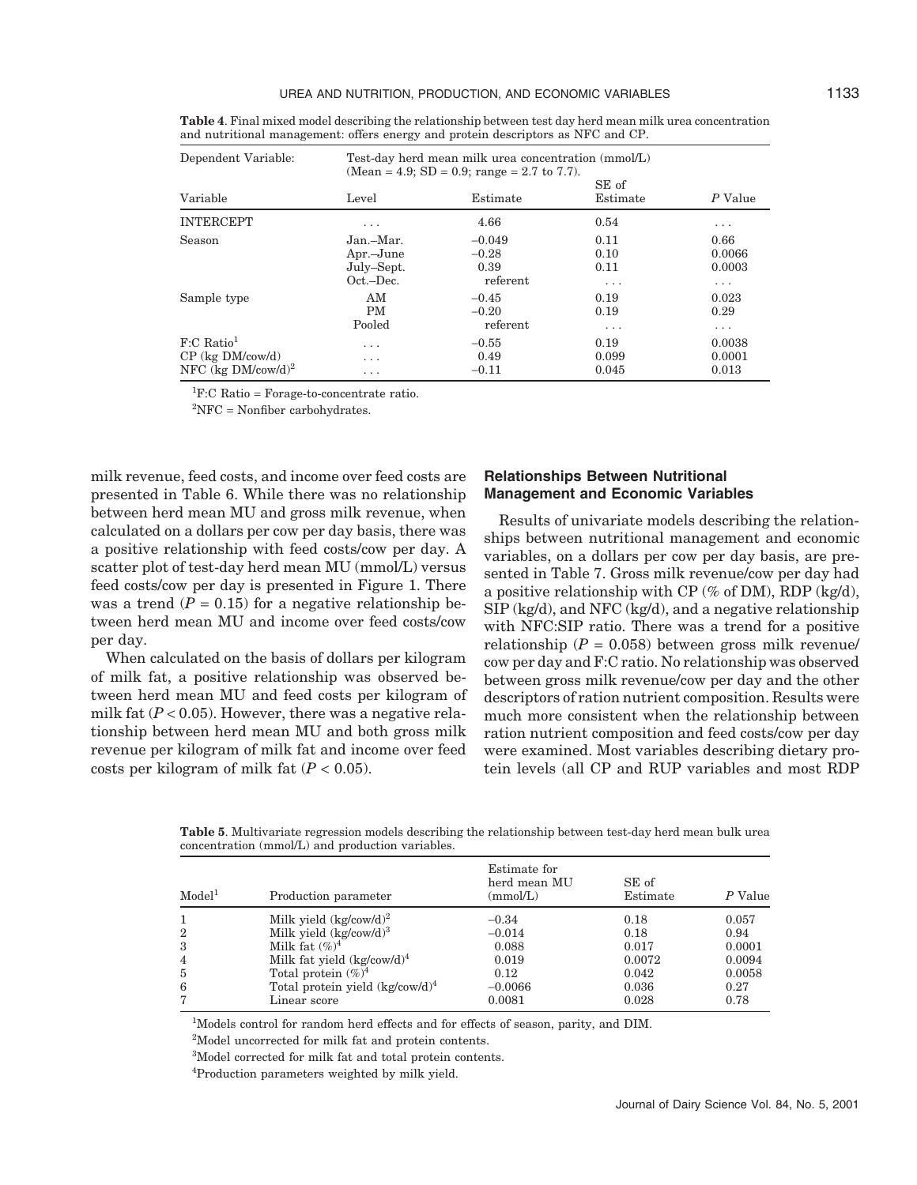**Table 4**. Final mixed model describing the relationship between test day herd mean milk urea concentration and nutritional management: offers energy and protein descriptors as NFC and CP.

| Dependent Variable: | Test-day herd mean milk urea concentration (mmol/L) (Mean = 4.9; SD = 0.9; range = 2.7 to 7.7). | | | |
|---|---|---|---|---|
| Variable | Level | Estimate | SE of Estimate | $P$ Value |
| INTERCEPT | . . . | 4.66 | 0.54 | . . . |
| Season | Jan.–Mar. | −0.049 | 0.11 | 0.66 |
| | Apr.–June | −0.28 | 0.10 | 0.0066 |
| | July–Sept. | 0.39 | 0.11 | 0.0003 |
| | Oct.–Dec. | referent | . . . | . . . |
| Sample type | AM | −0.45 | 0.19 | 0.023 |
| | PM | −0.20 | 0.19 | 0.29 |
| | Pooled | referent | . . . | . . . |
| F:C Ratio[1] | . . . | −0.55 | 0.19 | 0.0038 |
| CP (kg DM/cow/d) | . . . | 0.49 | 0.099 | 0.0001 |
| NFC (kg DM/cow/d)[2] | . . . | −0.11 | 0.045 | 0.013 |

[1]F:C Ratio = Forage-to-concentrate ratio.

[2]NFC = Nonfiber carbohydrates.

milk revenue, feed costs, and income over feed costs are presented in Table 6. While there was no relationship between herd mean MU and gross milk revenue, when calculated on a dollars per cow per day basis, there was a positive relationship with feed costs/cow per day. A scatter plot of test-day herd mean MU (mmol/L) versus feed costs/cow per day is presented in Figure 1. There was a trend ($P = 0.15$) for a negative relationship between herd mean MU and income over feed costs/cow per day.

When calculated on the basis of dollars per kilogram of milk fat, a positive relationship was observed between herd mean MU and feed costs per kilogram of milk fat ($P < 0.05$). However, there was a negative relationship between herd mean MU and both gross milk revenue per kilogram of milk fat and income over feed costs per kilogram of milk fat ($P < 0.05$).

## Relationships Between Nutritional Management and Economic Variables

Results of univariate models describing the relationships between nutritional management and economic variables, on a dollars per cow per day basis, are presented in Table 7. Gross milk revenue/cow per day had a positive relationship with CP (% of DM), RDP (kg/d), SIP (kg/d), and NFC (kg/d), and a negative relationship with NFC:SIP ratio. There was a trend for a positive relationship ($P = 0.058$) between gross milk revenue/cow per day and F:C ratio. No relationship was observed between gross milk revenue/cow per day and the other descriptors of ration nutrient composition. Results were much more consistent when the relationship between ration nutrient composition and feed costs/cow per day were examined. Most variables describing dietary protein levels (all CP and RUP variables and most RDP

**Table 5**. Multivariate regression models describing the relationship between test-day herd mean bulk urea concentration (mmol/L) and production variables.

| Model[1] | Production parameter | Estimate for herd mean MU (mmol/L) | SE of Estimate | $P$ Value |
|---|---|---|---|---|
| 1 | Milk yield (kg/cow/d)[2] | −0.34 | 0.18 | 0.057 |
| 2 | Milk yield (kg/cow/d)[3] | −0.014 | 0.18 | 0.94 |
| 3 | Milk fat (%)[4] | 0.088 | 0.017 | 0.0001 |
| 4 | Milk fat yield (kg/cow/d)[4] | 0.019 | 0.0072 | 0.0094 |
| 5 | Total protein (%)[4] | 0.12 | 0.042 | 0.0058 |
| 6 | Total protein yield (kg/cow/d)[4] | −0.0066 | 0.036 | 0.27 |
| 7 | Linear score | 0.0081 | 0.028 | 0.78 |

[1]Models control for random herd effects and for effects of season, parity, and DIM.

[2]Model uncorrected for milk fat and protein contents.

[3]Model corrected for milk fat and total protein contents.

[4]Production parameters weighted by milk yield.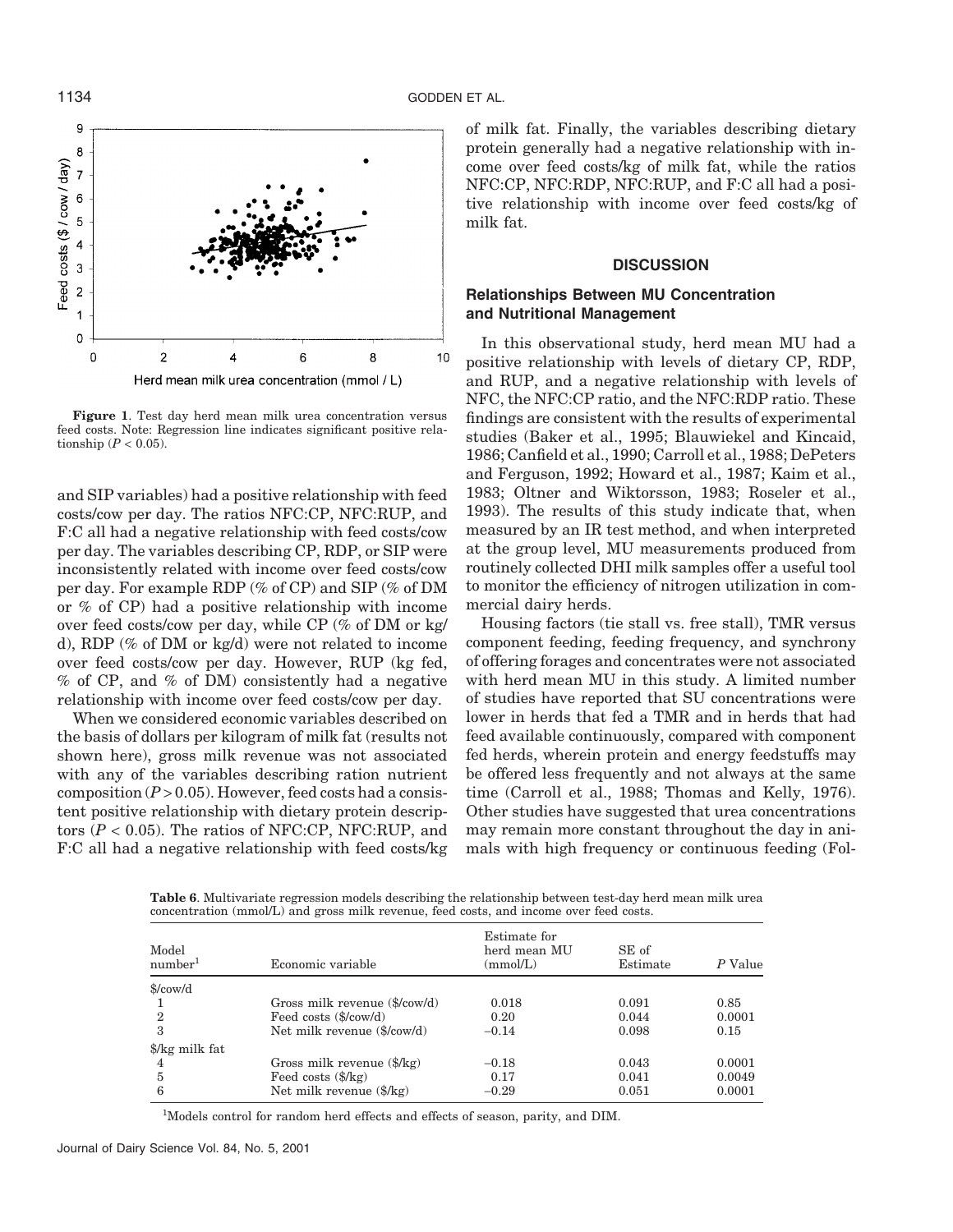**Figure 1**. Test day herd mean milk urea concentration versus feed costs. Note: Regression line indicates significant positive relationship ($P < 0.05$).

and SIP variables) had a positive relationship with feed costs/cow per day. The ratios NFC:CP, NFC:RUP, and F:C all had a negative relationship with feed costs/cow per day. The variables describing CP, RDP, or SIP were inconsistently related with income over feed costs/cow per day. For example RDP (% of CP) and SIP (% of DM or % of CP) had a positive relationship with income over feed costs/cow per day, while CP (% of DM or kg/d), RDP (% of DM or kg/d) were not related to income over feed costs/cow per day. However, RUP (kg fed, % of CP, and % of DM) consistently had a negative relationship with income over feed costs/cow per day.

When we considered economic variables described on the basis of dollars per kilogram of milk fat (results not shown here), gross milk revenue was not associated with any of the variables describing ration nutrient composition ($P > 0.05$). However, feed costs had a consistent positive relationship with dietary protein descriptors ($P < 0.05$). The ratios of NFC:CP, NFC:RUP, and F:C all had a negative relationship with feed costs/kg of milk fat. Finally, the variables describing dietary protein generally had a negative relationship with income over feed costs/kg of milk fat, while the ratios NFC:CP, NFC:RDP, NFC:RUP, and F:C all had a positive relationship with income over feed costs/kg of milk fat.

## DISCUSSION

### Relationships Between MU Concentration and Nutritional Management

In this observational study, herd mean MU had a positive relationship with levels of dietary CP, RDP, and RUP, and a negative relationship with levels of NFC, the NFC:CP ratio, and the NFC:RDP ratio. These findings are consistent with the results of experimental studies (Baker et al., 1995; Blauwiekel and Kincaid, 1986; Canfield et al., 1990; Carroll et al., 1988; DePeters and Ferguson, 1992; Howard et al., 1987; Kaim et al., 1983; Oltner and Wiktorsson, 1983; Roseler et al., 1993). The results of this study indicate that, when measured by an IR test method, and when interpreted at the group level, MU measurements produced from routinely collected DHI milk samples offer a useful tool to monitor the efficiency of nitrogen utilization in commercial dairy herds.

Housing factors (tie stall vs. free stall), TMR versus component feeding, feeding frequency, and synchrony of offering forages and concentrates were not associated with herd mean MU in this study. A limited number of studies have reported that SU concentrations were lower in herds that fed a TMR and in herds that had feed available continuously, compared with component fed herds, wherein protein and energy feedstuffs may be offered less frequently and not always at the same time (Carroll et al., 1988; Thomas and Kelly, 1976). Other studies have suggested that urea concentrations may remain more constant throughout the day in animals with high frequency or continuous feeding (Fol-

**Table 6**. Multivariate regression models describing the relationship between test-day herd mean milk urea concentration (mmol/L) and gross milk revenue, feed costs, and income over feed costs.

| Model number[1] | Economic variable | Estimate for herd mean MU (mmol/L) | SE of Estimate | $P$ Value |
|---|---|---|---|---|
| $/cow/d | | | | |
| 1 | Gross milk revenue ($/cow/d) | 0.018 | 0.091 | 0.85 |
| 2 | Feed costs ($/cow/d) | 0.20 | 0.044 | 0.0001 |
| 3 | Net milk revenue ($/cow/d) | −0.14 | 0.098 | 0.15 |
| $/kg milk fat | | | | |
| 4 | Gross milk revenue ($/kg) | −0.18 | 0.043 | 0.0001 |
| 5 | Feed costs ($/kg) | 0.17 | 0.041 | 0.0049 |
| 6 | Net milk revenue ($/kg) | −0.29 | 0.051 | 0.0001 |

[1]Models control for random herd effects and effects of season, parity, and DIM.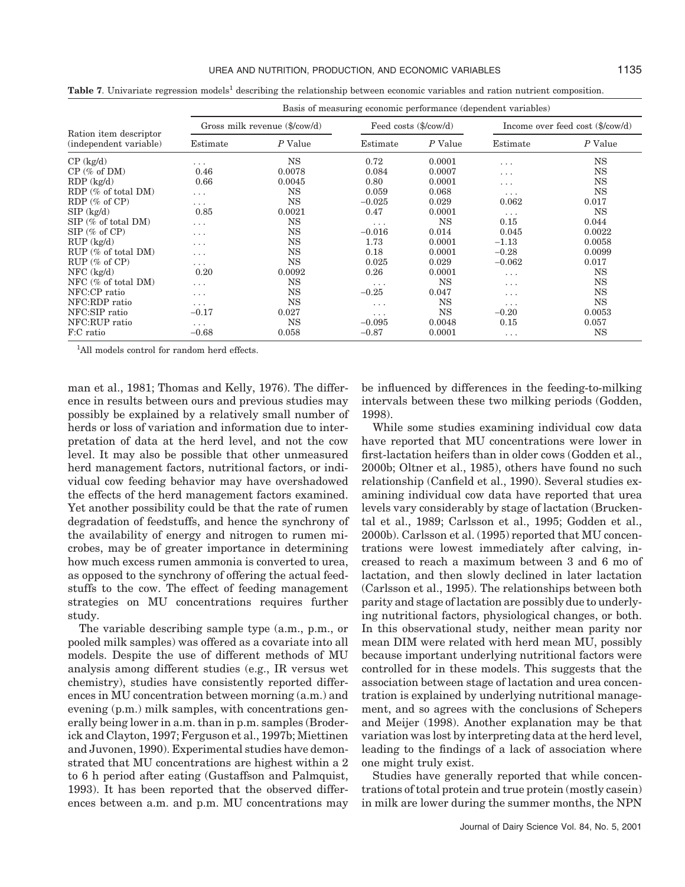**Table 7**. Univariate regression models[1] describing the relationship between economic variables and ration nutrient composition.

| Ration item descriptor (independent variable) | Basis of measuring economic performance (dependent variables) | | | | | |
|---|---|---|---|---|---|---|
| | Gross milk revenue ($/cow/d) | | Feed costs ($/cow/d) | | Income over feed cost ($/cow/d) | |
| | Estimate | *P* Value | Estimate | *P* Value | Estimate | *P* Value |
| CP (kg/d) | . . . | NS | 0.72 | 0.0001 | . . . | NS |
| CP (% of DM) | 0.46 | 0.0078 | 0.084 | 0.0007 | . . . | NS |
| RDP (kg/d) | 0.66 | 0.0045 | 0.80 | 0.0001 | . . . | NS |
| RDP (% of total DM) | . . . | NS | 0.059 | 0.068 | . . . | NS |
| RDP (% of CP) | . . . | NS | −0.025 | 0.029 | 0.062 | 0.017 |
| SIP (kg/d) | 0.85 | 0.0021 | 0.47 | 0.0001 | . . . | NS |
| SIP (% of total DM) | . . . | NS | . . . | NS | 0.15 | 0.044 |
| SIP (% of CP) | . . . | NS | −0.016 | 0.014 | 0.045 | 0.0022 |
| RUP (kg/d) | . . . | NS | 1.73 | 0.0001 | −1.13 | 0.0058 |
| RUP (% of total DM) | . . . | NS | 0.18 | 0.0001 | −0.28 | 0.0099 |
| RUP (% of CP) | . . . | NS | 0.025 | 0.029 | −0.062 | 0.017 |
| NFC (kg/d) | 0.20 | 0.0092 | 0.26 | 0.0001 | . . . | NS |
| NFC (% of total DM) | . . . | NS | . . . | NS | . . . | NS |
| NFC:CP ratio | . . . | NS | −0.25 | 0.047 | . . . | NS |
| NFC:RDP ratio | . . . | NS | . . . | NS | . . . | NS |
| NFC:SIP ratio | −0.17 | 0.027 | . . . | NS | −0.20 | 0.0053 |
| NFC:RUP ratio | . . . | NS | −0.095 | 0.0048 | 0.15 | 0.057 |
| F:C ratio | −0.68 | 0.058 | −0.87 | 0.0001 | . . . | NS |

[1]All models control for random herd effects.

man et al., 1981; Thomas and Kelly, 1976). The difference in results between ours and previous studies may possibly be explained by a relatively small number of herds or loss of variation and information due to interpretation of data at the herd level, and not the cow level. It may also be possible that other unmeasured herd management factors, nutritional factors, or individual cow feeding behavior may have overshadowed the effects of the herd management factors examined. Yet another possibility could be that the rate of rumen degradation of feedstuffs, and hence the synchrony of the availability of energy and nitrogen to rumen microbes, may be of greater importance in determining how much excess rumen ammonia is converted to urea, as opposed to the synchrony of offering the actual feedstuffs to the cow. The effect of feeding management strategies on MU concentrations requires further study.

The variable describing sample type (a.m., p.m., or pooled milk samples) was offered as a covariate into all models. Despite the use of different methods of MU analysis among different studies (e.g., IR versus wet chemistry), studies have consistently reported differences in MU concentration between morning (a.m.) and evening (p.m.) milk samples, with concentrations generally being lower in a.m. than in p.m. samples (Broderick and Clayton, 1997; Ferguson et al., 1997b; Miettinen and Juvonen, 1990). Experimental studies have demonstrated that MU concentrations are highest within a 2 to 6 h period after eating (Gustaffson and Palmquist, 1993). It has been reported that the observed differences between a.m. and p.m. MU concentrations may be influenced by differences in the feeding-to-milking intervals between these two milking periods (Godden, 1998).

While some studies examining individual cow data have reported that MU concentrations were lower in first-lactation heifers than in older cows (Godden et al., 2000b; Oltner et al., 1985), others have found no such relationship (Canfield et al., 1990). Several studies examining individual cow data have reported that urea levels vary considerably by stage of lactation (Bruckental et al., 1989; Carlsson et al., 1995; Godden et al., 2000b). Carlsson et al. (1995) reported that MU concentrations were lowest immediately after calving, increased to reach a maximum between 3 and 6 mo of lactation, and then slowly declined in later lactation (Carlsson et al., 1995). The relationships between both parity and stage of lactation are possibly due to underlying nutritional factors, physiological changes, or both. In this observational study, neither mean parity nor mean DIM were related with herd mean MU, possibly because important underlying nutritional factors were controlled for in these models. This suggests that the association between stage of lactation and urea concentration is explained by underlying nutritional management, and so agrees with the conclusions of Schepers and Meijer (1998). Another explanation may be that variation was lost by interpreting data at the herd level, leading to the findings of a lack of association where one might truly exist.

Studies have generally reported that while concentrations of total protein and true protein (mostly casein) in milk are lower during the summer months, the NPN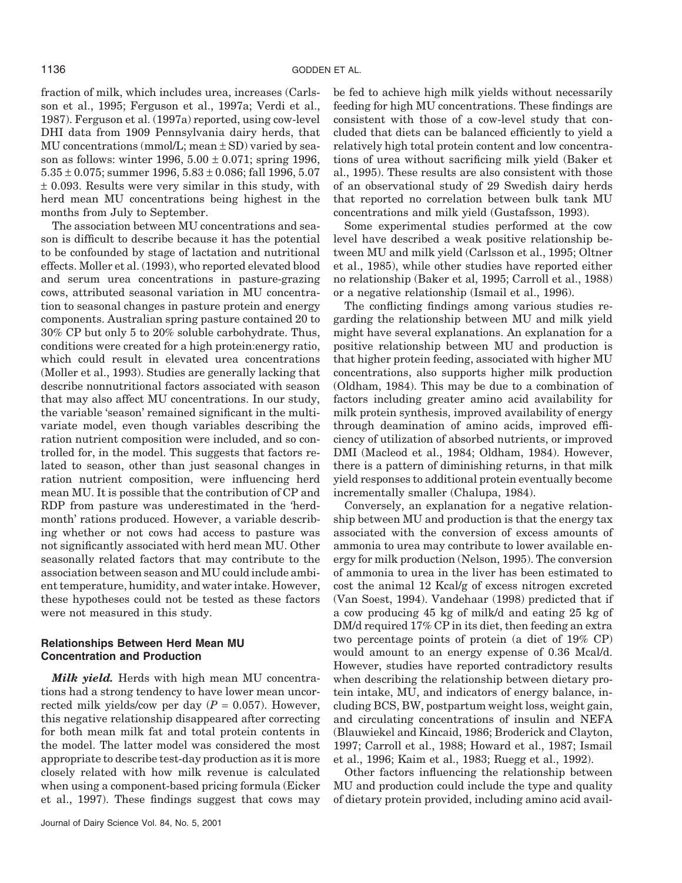fraction of milk, which includes urea, increases (Carlsson et al., 1995; Ferguson et al., 1997a; Verdi et al., 1987). Ferguson et al. (1997a) reported, using cow-level DHI data from 1909 Pennsylvania dairy herds, that MU concentrations (mmol/L; mean ± SD) varied by season as follows: winter 1996, 5.00 ± 0.071; spring 1996, 5.35 ± 0.075; summer 1996, 5.83 ± 0.086; fall 1996, 5.07 ± 0.093. Results were very similar in this study, with herd mean MU concentrations being highest in the months from July to September.

The association between MU concentrations and season is difficult to describe because it has the potential to be confounded by stage of lactation and nutritional effects. Moller et al. (1993), who reported elevated blood and serum urea concentrations in pasture-grazing cows, attributed seasonal variation in MU concentration to seasonal changes in pasture protein and energy components. Australian spring pasture contained 20 to 30% CP but only 5 to 20% soluble carbohydrate. Thus, conditions were created for a high protein:energy ratio, which could result in elevated urea concentrations (Moller et al., 1993). Studies are generally lacking that describe nonnutritional factors associated with season that may also affect MU concentrations. In our study, the variable 'season' remained significant in the multivariate model, even though variables describing the ration nutrient composition were included, and so controlled for, in the model. This suggests that factors related to season, other than just seasonal changes in ration nutrient composition, were influencing herd mean MU. It is possible that the contribution of CP and RDP from pasture was underestimated in the 'herd-month' rations produced. However, a variable describing whether or not cows had access to pasture was not significantly associated with herd mean MU. Other seasonally related factors that may contribute to the association between season and MU could include ambient temperature, humidity, and water intake. However, these hypotheses could not be tested as these factors were not measured in this study.

## Relationships Between Herd Mean MU Concentration and Production

***Milk yield.*** Herds with high mean MU concentrations had a strong tendency to have lower mean uncorrected milk yields/cow per day ($P = 0.057$). However, this negative relationship disappeared after correcting for both mean milk fat and total protein contents in the model. The latter model was considered the most appropriate to describe test-day production as it is more closely related with how milk revenue is calculated when using a component-based pricing formula (Eicker et al., 1997). These findings suggest that cows may be fed to achieve high milk yields without necessarily feeding for high MU concentrations. These findings are consistent with those of a cow-level study that concluded that diets can be balanced efficiently to yield a relatively high total protein content and low concentrations of urea without sacrificing milk yield (Baker et al., 1995). These results are also consistent with those of an observational study of 29 Swedish dairy herds that reported no correlation between bulk tank MU concentrations and milk yield (Gustafsson, 1993).

Some experimental studies performed at the cow level have described a weak positive relationship between MU and milk yield (Carlsson et al., 1995; Oltner et al., 1985), while other studies have reported either no relationship (Baker et al, 1995; Carroll et al., 1988) or a negative relationship (Ismail et al., 1996).

The conflicting findings among various studies regarding the relationship between MU and milk yield might have several explanations. An explanation for a positive relationship between MU and production is that higher protein feeding, associated with higher MU concentrations, also supports higher milk production (Oldham, 1984). This may be due to a combination of factors including greater amino acid availability for milk protein synthesis, improved availability of energy through deamination of amino acids, improved efficiency of utilization of absorbed nutrients, or improved DMI (Macleod et al., 1984; Oldham, 1984). However, there is a pattern of diminishing returns, in that milk yield responses to additional protein eventually become incrementally smaller (Chalupa, 1984).

Conversely, an explanation for a negative relationship between MU and production is that the energy tax associated with the conversion of excess amounts of ammonia to urea may contribute to lower available energy for milk production (Nelson, 1995). The conversion of ammonia to urea in the liver has been estimated to cost the animal 12 Kcal/g of excess nitrogen excreted (Van Soest, 1994). Vandehaar (1998) predicted that if a cow producing 45 kg of milk/d and eating 25 kg of DM/d required 17% CP in its diet, then feeding an extra two percentage points of protein (a diet of 19% CP) would amount to an energy expense of 0.36 Mcal/d. However, studies have reported contradictory results when describing the relationship between dietary protein intake, MU, and indicators of energy balance, including BCS, BW, postpartum weight loss, weight gain, and circulating concentrations of insulin and NEFA (Blauwiekel and Kincaid, 1986; Broderick and Clayton, 1997; Carroll et al., 1988; Howard et al., 1987; Ismail et al., 1996; Kaim et al., 1983; Ruegg et al., 1992).

Other factors influencing the relationship between MU and production could include the type and quality of dietary protein provided, including amino acid avail-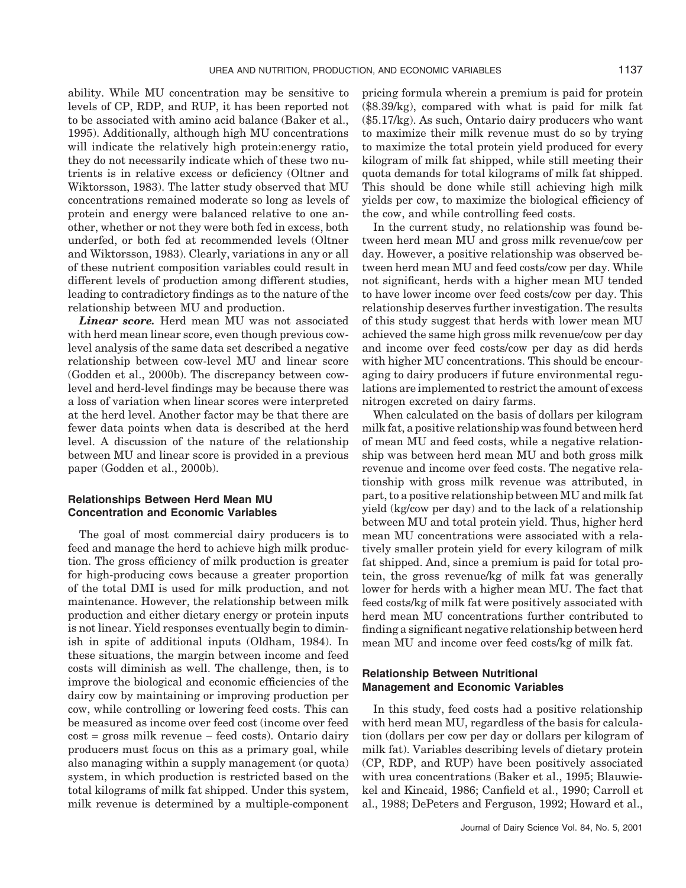ability. While MU concentration may be sensitive to levels of CP, RDP, and RUP, it has been reported not to be associated with amino acid balance (Baker et al., 1995). Additionally, although high MU concentrations will indicate the relatively high protein:energy ratio, they do not necessarily indicate which of these two nutrients is in relative excess or deficiency (Oltner and Wiktorsson, 1983). The latter study observed that MU concentrations remained moderate so long as levels of protein and energy were balanced relative to one another, whether or not they were both fed in excess, both underfed, or both fed at recommended levels (Oltner and Wiktorsson, 1983). Clearly, variations in any or all of these nutrient composition variables could result in different levels of production among different studies, leading to contradictory findings as to the nature of the relationship between MU and production.

***Linear score.*** Herd mean MU was not associated with herd mean linear score, even though previous cow-level analysis of the same data set described a negative relationship between cow-level MU and linear score (Godden et al., 2000b). The discrepancy between cow-level and herd-level findings may be because there was a loss of variation when linear scores were interpreted at the herd level. Another factor may be that there are fewer data points when data is described at the herd level. A discussion of the nature of the relationship between MU and linear score is provided in a previous paper (Godden et al., 2000b).

### Relationships Between Herd Mean MU Concentration and Economic Variables

The goal of most commercial dairy producers is to feed and manage the herd to achieve high milk production. The gross efficiency of milk production is greater for high-producing cows because a greater proportion of the total DMI is used for milk production, and not maintenance. However, the relationship between milk production and either dietary energy or protein inputs is not linear. Yield responses eventually begin to diminish in spite of additional inputs (Oldham, 1984). In these situations, the margin between income and feed costs will diminish as well. The challenge, then, is to improve the biological and economic efficiencies of the dairy cow by maintaining or improving production per cow, while controlling or lowering feed costs. This can be measured as income over feed cost (income over feed cost = gross milk revenue − feed costs). Ontario dairy producers must focus on this as a primary goal, while also managing within a supply management (or quota) system, in which production is restricted based on the total kilograms of milk fat shipped. Under this system, milk revenue is determined by a multiple-component pricing formula wherein a premium is paid for protein ($8.39/kg), compared with what is paid for milk fat ($5.17/kg). As such, Ontario dairy producers who want to maximize their milk revenue must do so by trying to maximize the total protein yield produced for every kilogram of milk fat shipped, while still meeting their quota demands for total kilograms of milk fat shipped. This should be done while still achieving high milk yields per cow, to maximize the biological efficiency of the cow, and while controlling feed costs.

In the current study, no relationship was found between herd mean MU and gross milk revenue/cow per day. However, a positive relationship was observed between herd mean MU and feed costs/cow per day. While not significant, herds with a higher mean MU tended to have lower income over feed costs/cow per day. This relationship deserves further investigation. The results of this study suggest that herds with lower mean MU achieved the same high gross milk revenue/cow per day and income over feed costs/cow per day as did herds with higher MU concentrations. This should be encouraging to dairy producers if future environmental regulations are implemented to restrict the amount of excess nitrogen excreted on dairy farms.

When calculated on the basis of dollars per kilogram milk fat, a positive relationship was found between herd of mean MU and feed costs, while a negative relationship was between herd mean MU and both gross milk revenue and income over feed costs. The negative relationship with gross milk revenue was attributed, in part, to a positive relationship between MU and milk fat yield (kg/cow per day) and to the lack of a relationship between MU and total protein yield. Thus, higher herd mean MU concentrations were associated with a relatively smaller protein yield for every kilogram of milk fat shipped. And, since a premium is paid for total protein, the gross revenue/kg of milk fat was generally lower for herds with a higher mean MU. The fact that feed costs/kg of milk fat were positively associated with herd mean MU concentrations further contributed to finding a significant negative relationship between herd mean MU and income over feed costs/kg of milk fat.

### Relationship Between Nutritional Management and Economic Variables

In this study, feed costs had a positive relationship with herd mean MU, regardless of the basis for calculation (dollars per cow per day or dollars per kilogram of milk fat). Variables describing levels of dietary protein (CP, RDP, and RUP) have been positively associated with urea concentrations (Baker et al., 1995; Blauwiekel and Kincaid, 1986; Canfield et al., 1990; Carroll et al., 1988; DePeters and Ferguson, 1992; Howard et al.,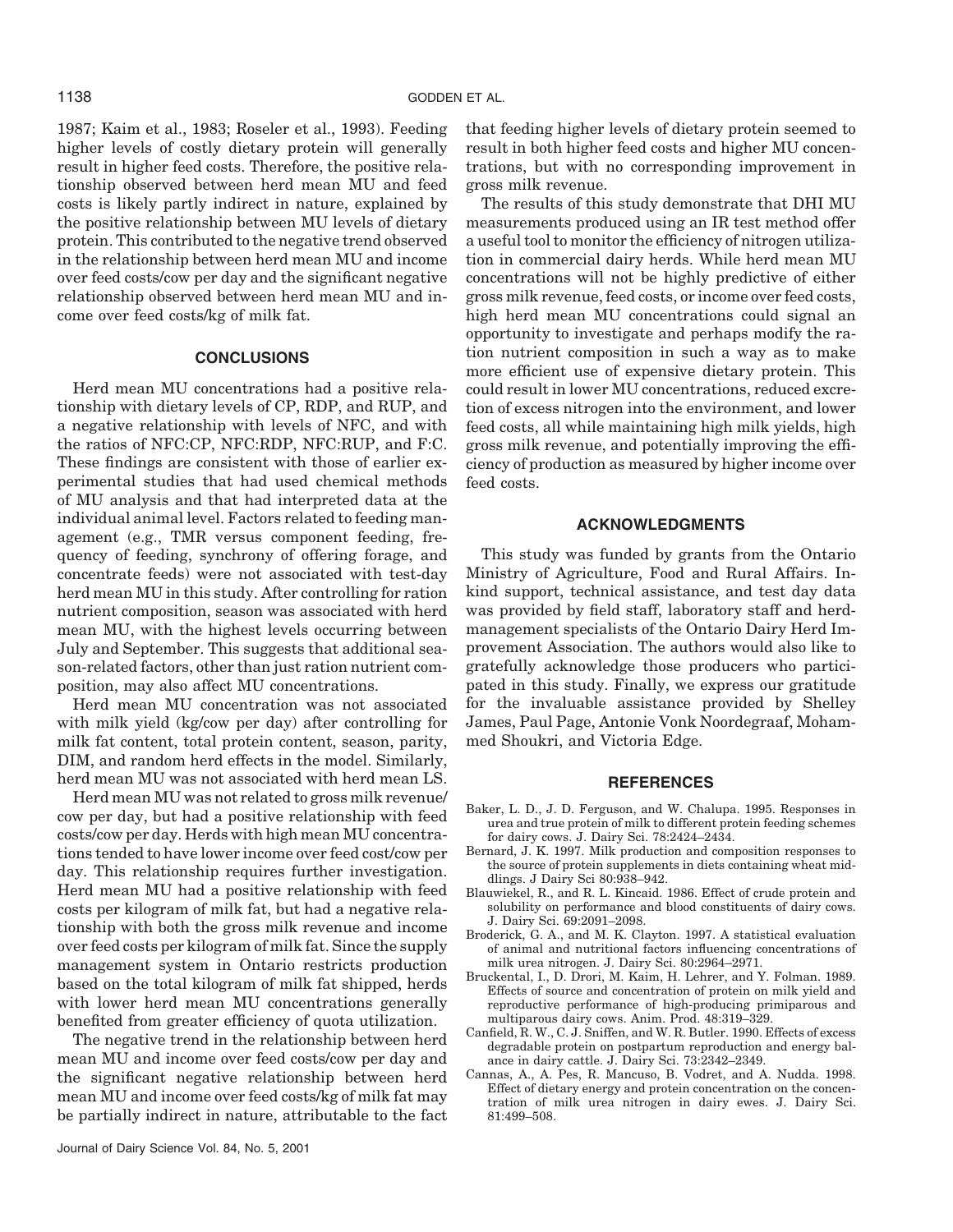1987; Kaim et al., 1983; Roseler et al., 1993). Feeding higher levels of costly dietary protein will generally result in higher feed costs. Therefore, the positive relationship observed between herd mean MU and feed costs is likely partly indirect in nature, explained by the positive relationship between MU levels of dietary protein. This contributed to the negative trend observed in the relationship between herd mean MU and income over feed costs/cow per day and the significant negative relationship observed between herd mean MU and income over feed costs/kg of milk fat.

## CONCLUSIONS

Herd mean MU concentrations had a positive relationship with dietary levels of CP, RDP, and RUP, and a negative relationship with levels of NFC, and with the ratios of NFC:CP, NFC:RDP, NFC:RUP, and F:C. These findings are consistent with those of earlier experimental studies that had used chemical methods of MU analysis and that had interpreted data at the individual animal level. Factors related to feeding management (e.g., TMR versus component feeding, frequency of feeding, synchrony of offering forage, and concentrate feeds) were not associated with test-day herd mean MU in this study. After controlling for ration nutrient composition, season was associated with herd mean MU, with the highest levels occurring between July and September. This suggests that additional season-related factors, other than just ration nutrient composition, may also affect MU concentrations.

Herd mean MU concentration was not associated with milk yield (kg/cow per day) after controlling for milk fat content, total protein content, season, parity, DIM, and random herd effects in the model. Similarly, herd mean MU was not associated with herd mean LS.

Herd mean MU was not related to gross milk revenue/cow per day, but had a positive relationship with feed costs/cow per day. Herds with high mean MU concentrations tended to have lower income over feed cost/cow per day. This relationship requires further investigation. Herd mean MU had a positive relationship with feed costs per kilogram of milk fat, but had a negative relationship with both the gross milk revenue and income over feed costs per kilogram of milk fat. Since the supply management system in Ontario restricts production based on the total kilogram of milk fat shipped, herds with lower herd mean MU concentrations generally benefited from greater efficiency of quota utilization.

The negative trend in the relationship between herd mean MU and income over feed costs/cow per day and the significant negative relationship between herd mean MU and income over feed costs/kg of milk fat may be partially indirect in nature, attributable to the fact that feeding higher levels of dietary protein seemed to result in both higher feed costs and higher MU concentrations, but with no corresponding improvement in gross milk revenue.

The results of this study demonstrate that DHI MU measurements produced using an IR test method offer a useful tool to monitor the efficiency of nitrogen utilization in commercial dairy herds. While herd mean MU concentrations will not be highly predictive of either gross milk revenue, feed costs, or income over feed costs, high herd mean MU concentrations could signal an opportunity to investigate and perhaps modify the ration nutrient composition in such a way as to make more efficient use of expensive dietary protein. This could result in lower MU concentrations, reduced excretion of excess nitrogen into the environment, and lower feed costs, all while maintaining high milk yields, high gross milk revenue, and potentially improving the efficiency of production as measured by higher income over feed costs.

## ACKNOWLEDGMENTS

This study was funded by grants from the Ontario Ministry of Agriculture, Food and Rural Affairs. In-kind support, technical assistance, and test day data was provided by field staff, laboratory staff and herd-management specialists of the Ontario Dairy Herd Improvement Association. The authors would also like to gratefully acknowledge those producers who participated in this study. Finally, we express our gratitude for the invaluable assistance provided by Shelley James, Paul Page, Antonie Vonk Noordegraaf, Mohammed Shoukri, and Victoria Edge.

## REFERENCES

Baker, L. D., J. D. Ferguson, and W. Chalupa. 1995. Responses in urea and true protein of milk to different protein feeding schemes for dairy cows. J. Dairy Sci. 78:2424–2434.

Bernard, J. K. 1997. Milk production and composition responses to the source of protein supplements in diets containing wheat middlings. J Dairy Sci 80:938–942.

Blauwiekel, R., and R. L. Kincaid. 1986. Effect of crude protein and solubility on performance and blood constituents of dairy cows. J. Dairy Sci. 69:2091–2098.

Broderick, G. A., and M. K. Clayton. 1997. A statistical evaluation of animal and nutritional factors influencing concentrations of milk urea nitrogen. J. Dairy Sci. 80:2964–2971.

Bruckental, I., D. Drori, M. Kaim, H. Lehrer, and Y. Folman. 1989. Effects of source and concentration of protein on milk yield and reproductive performance of high-producing primiparous and multiparous dairy cows. Anim. Prod. 48:319–329.

Canfield, R. W., C. J. Sniffen, and W. R. Butler. 1990. Effects of excess degradable protein on postpartum reproduction and energy balance in dairy cattle. J. Dairy Sci. 73:2342–2349.

Cannas, A., A. Pes, R. Mancuso, B. Vodret, and A. Nudda. 1998. Effect of dietary energy and protein concentration on the concentration of milk urea nitrogen in dairy ewes. J. Dairy Sci. 81:499–508.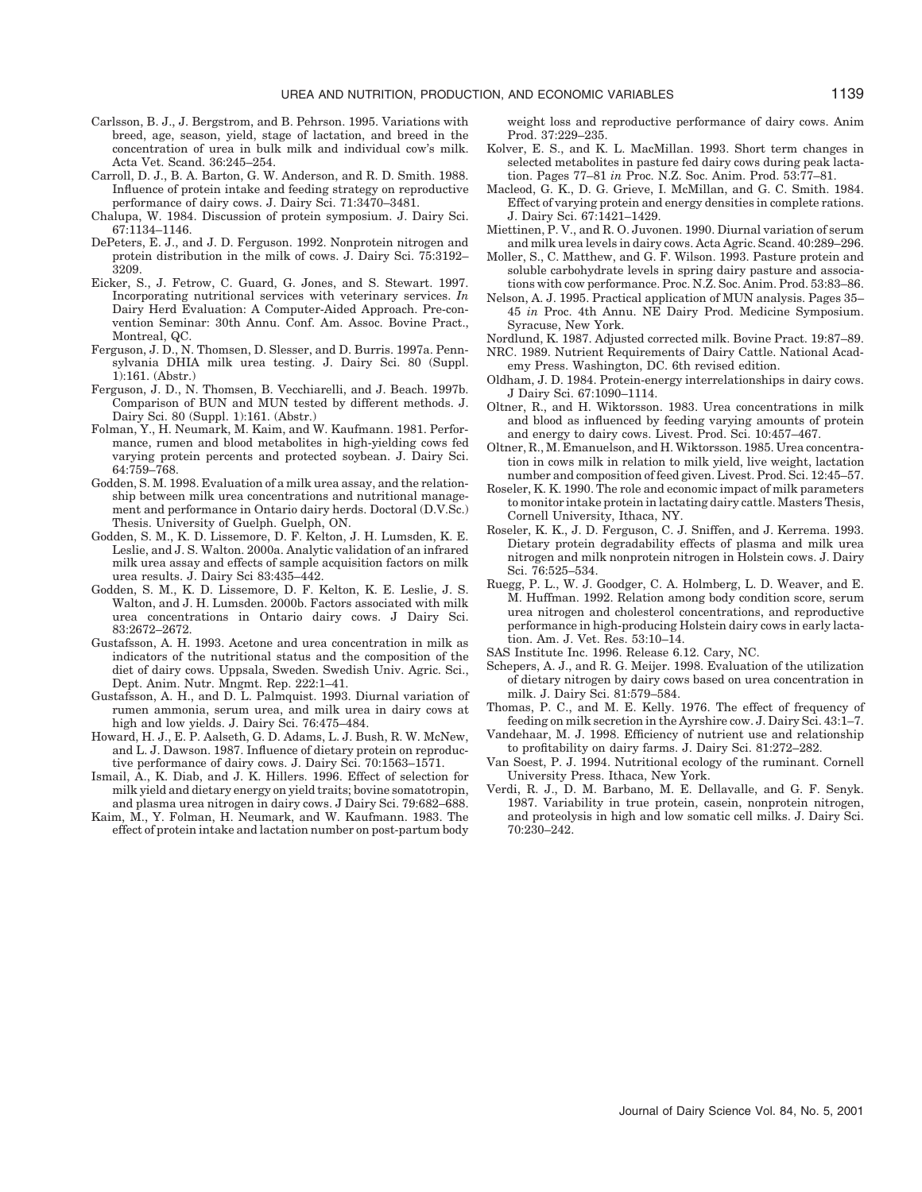Carlsson, B. J., J. Bergstrom, and B. Pehrson. 1995. Variations with breed, age, season, yield, stage of lactation, and breed in the concentration of urea in bulk milk and individual cow's milk. Acta Vet. Scand. 36:245–254.

Carroll, D. J., B. A. Barton, G. W. Anderson, and R. D. Smith. 1988. Influence of protein intake and feeding strategy on reproductive performance of dairy cows. J. Dairy Sci. 71:3470–3481.

Chalupa, W. 1984. Discussion of protein symposium. J. Dairy Sci. 67:1134–1146.

DePeters, E. J., and J. D. Ferguson. 1992. Nonprotein nitrogen and protein distribution in the milk of cows. J. Dairy Sci. 75:3192–3209.

Eicker, S., J. Fetrow, C. Guard, G. Jones, and S. Stewart. 1997. Incorporating nutritional services with veterinary services. *In* Dairy Herd Evaluation: A Computer-Aided Approach. Pre-convention Seminar: 30th Annu. Conf. Am. Assoc. Bovine Pract., Montreal, QC.

Ferguson, J. D., N. Thomsen, D. Slesser, and D. Burris. 1997a. Pennsylvania DHIA milk urea testing. J. Dairy Sci. 80 (Suppl. 1):161. (Abstr.)

Ferguson, J. D., N. Thomsen, B. Vecchiarelli, and J. Beach. 1997b. Comparison of BUN and MUN tested by different methods. J. Dairy Sci. 80 (Suppl. 1):161. (Abstr.)

Folman, Y., H. Neumark, M. Kaim, and W. Kaufmann. 1981. Performance, rumen and blood metabolites in high-yielding cows fed varying protein percents and protected soybean. J. Dairy Sci. 64:759–768.

Godden, S. M. 1998. Evaluation of a milk urea assay, and the relationship between milk urea concentrations and nutritional management and performance in Ontario dairy herds. Doctoral (D.V.Sc.) Thesis. University of Guelph. Guelph, ON.

Godden, S. M., K. D. Lissemore, D. F. Kelton, J. H. Lumsden, K. E. Leslie, and J. S. Walton. 2000a. Analytic validation of an infrared milk urea assay and effects of sample acquisition factors on milk urea results. J. Dairy Sci 83:435–442.

Godden, S. M., K. D. Lissemore, D. F. Kelton, K. E. Leslie, J. S. Walton, and J. H. Lumsden. 2000b. Factors associated with milk urea concentrations in Ontario dairy cows. J Dairy Sci. 83:2672–2672.

Gustafsson, A. H. 1993. Acetone and urea concentration in milk as indicators of the nutritional status and the composition of the diet of dairy cows. Uppsala, Sweden. Swedish Univ. Agric. Sci., Dept. Anim. Nutr. Mngmt. Rep. 222:1–41.

Gustafsson, A. H., and D. L. Palmquist. 1993. Diurnal variation of rumen ammonia, serum urea, and milk urea in dairy cows at high and low yields. J. Dairy Sci. 76:475–484.

Howard, H. J., E. P. Aalseth, G. D. Adams, L. J. Bush, R. W. McNew, and L. J. Dawson. 1987. Influence of dietary protein on reproductive performance of dairy cows. J. Dairy Sci. 70:1563–1571.

Ismail, A., K. Diab, and J. K. Hillers. 1996. Effect of selection for milk yield and dietary energy on yield traits; bovine somatotropin, and plasma urea nitrogen in dairy cows. J Dairy Sci. 79:682–688.

Kaim, M., Y. Folman, H. Neumark, and W. Kaufmann. 1983. The effect of protein intake and lactation number on post-partum body weight loss and reproductive performance of dairy cows. Anim Prod. 37:229–235.

Kolver, E. S., and K. L. MacMillan. 1993. Short term changes in selected metabolites in pasture fed dairy cows during peak lactation. Pages 77–81 *in* Proc. N.Z. Soc. Anim. Prod. 53:77–81.

Macleod, G. K., D. G. Grieve, I. McMillan, and G. C. Smith. 1984. Effect of varying protein and energy densities in complete rations. J. Dairy Sci. 67:1421–1429.

Miettinen, P. V., and R. O. Juvonen. 1990. Diurnal variation of serum and milk urea levels in dairy cows. Acta Agric. Scand. 40:289–296.

Moller, S., C. Matthew, and G. F. Wilson. 1993. Pasture protein and soluble carbohydrate levels in spring dairy pasture and associations with cow performance. Proc. N.Z. Soc. Anim. Prod. 53:83–86.

Nelson, A. J. 1995. Practical application of MUN analysis. Pages 35–45 *in* Proc. 4th Annu. NE Dairy Prod. Medicine Symposium. Syracuse, New York.

Nordlund, K. 1987. Adjusted corrected milk. Bovine Pract. 19:87–89.

NRC. 1989. Nutrient Requirements of Dairy Cattle. National Academy Press. Washington, DC. 6th revised edition.

Oldham, J. D. 1984. Protein-energy interrelationships in dairy cows. J Dairy Sci. 67:1090–1114.

Oltner, R., and H. Wiktorsson. 1983. Urea concentrations in milk and blood as influenced by feeding varying amounts of protein and energy to dairy cows. Livest. Prod. Sci. 10:457–467.

Oltner, R., M. Emanuelson, and H. Wiktorsson. 1985. Urea concentration in cows milk in relation to milk yield, live weight, lactation number and composition of feed given. Livest. Prod. Sci. 12:45–57.

Roseler, K. K. 1990. The role and economic impact of milk parameters to monitor intake protein in lactating dairy cattle. Masters Thesis, Cornell University, Ithaca, NY.

Roseler, K. K., J. D. Ferguson, C. J. Sniffen, and J. Kerrema. 1993. Dietary protein degradability effects of plasma and milk urea nitrogen and milk nonprotein nitrogen in Holstein cows. J. Dairy Sci. 76:525–534.

Ruegg, P. L., W. J. Goodger, C. A. Holmberg, L. D. Weaver, and E. M. Huffman. 1992. Relation among body condition score, serum urea nitrogen and cholesterol concentrations, and reproductive performance in high-producing Holstein dairy cows in early lactation. Am. J. Vet. Res. 53:10–14.

SAS Institute Inc. 1996. Release 6.12. Cary, NC.

Schepers, A. J., and R. G. Meijer. 1998. Evaluation of the utilization of dietary nitrogen by dairy cows based on urea concentration in milk. J. Dairy Sci. 81:579–584.

Thomas, P. C., and M. E. Kelly. 1976. The effect of frequency of feeding on milk secretion in the Ayrshire cow. J. Dairy Sci. 43:1–7.

Vandehaar, M. J. 1998. Efficiency of nutrient use and relationship to profitability on dairy farms. J. Dairy Sci. 81:272–282.

Van Soest, P. J. 1994. Nutritional ecology of the ruminant. Cornell University Press. Ithaca, New York.

Verdi, R. J., D. M. Barbano, M. E. Dellavalle, and G. F. Senyk. 1987. Variability in true protein, casein, nonprotein nitrogen, and proteolysis in high and low somatic cell milks. J. Dairy Sci. 70:230–242.